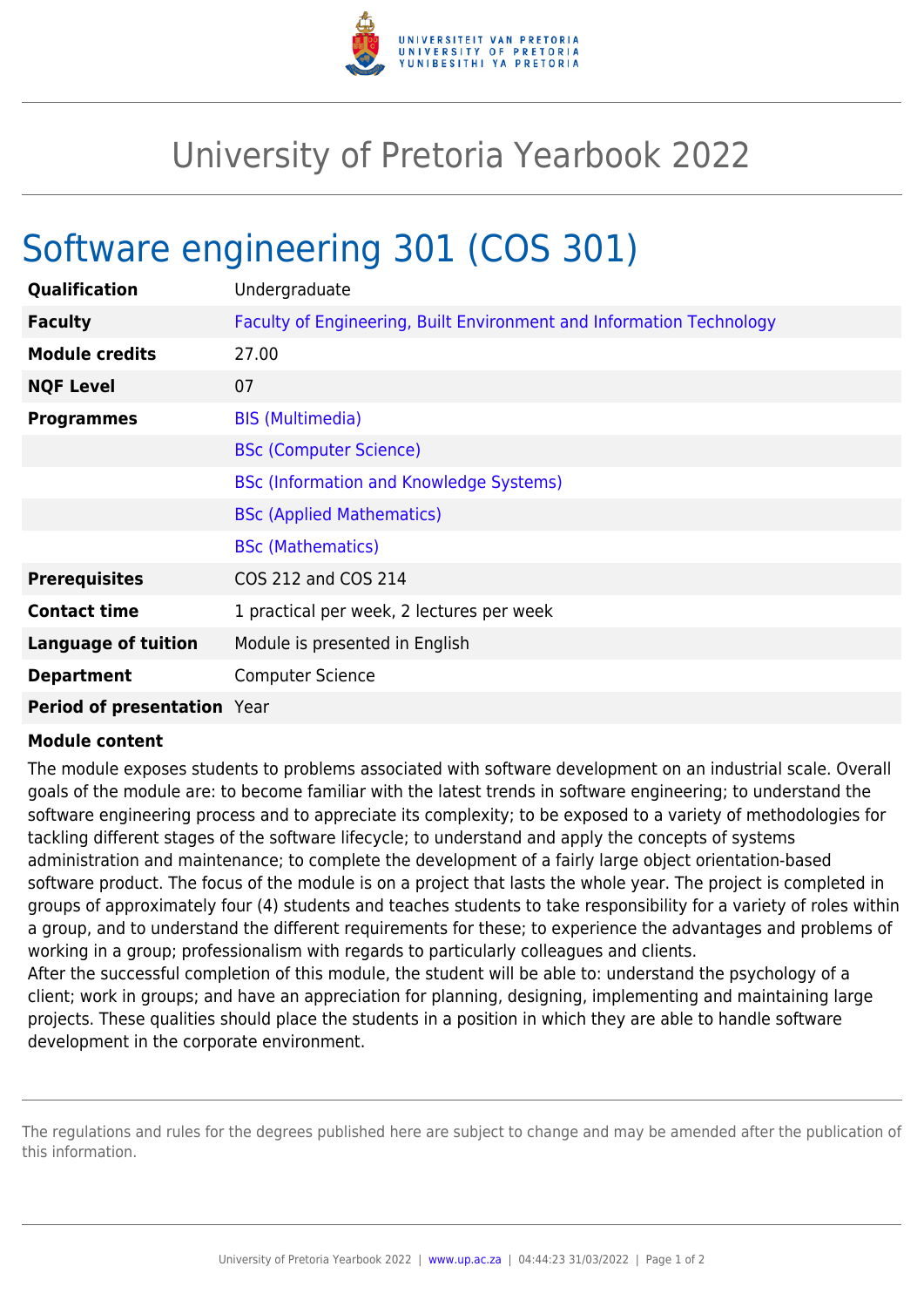# University of Pretoria Yearbook 2022

## Software engineering 301 (COS 301)

| | |
|---|---|
| **Qualification** | Undergraduate |
| **Faculty** | Faculty of Engineering, Built Environment and Information Technology |
| **Module credits** | 27.00 |
| **NQF Level** | 07 |
| **Programmes** | BIS (Multimedia) |
| | BSc (Computer Science) |
| | BSc (Information and Knowledge Systems) |
| | BSc (Applied Mathematics) |
| | BSc (Mathematics) |
| **Prerequisites** | COS 212 and COS 214 |
| **Contact time** | 1 practical per week, 2 lectures per week |
| **Language of tuition** | Module is presented in English |
| **Department** | Computer Science |
| **Period of presentation** | Year |

**Module content**

The module exposes students to problems associated with software development on an industrial scale. Overall goals of the module are: to become familiar with the latest trends in software engineering; to understand the software engineering process and to appreciate its complexity; to be exposed to a variety of methodologies for tackling different stages of the software lifecycle; to understand and apply the concepts of systems administration and maintenance; to complete the development of a fairly large object orientation-based software product. The focus of the module is on a project that lasts the whole year. The project is completed in groups of approximately four (4) students and teaches students to take responsibility for a variety of roles within a group, and to understand the different requirements for these; to experience the advantages and problems of working in a group; professionalism with regards to particularly colleagues and clients.
After the successful completion of this module, the student will be able to: understand the psychology of a client; work in groups; and have an appreciation for planning, designing, implementing and maintaining large projects. These qualities should place the students in a position in which they are able to handle software development in the corporate environment.

The regulations and rules for the degrees published here are subject to change and may be amended after the publication of this information.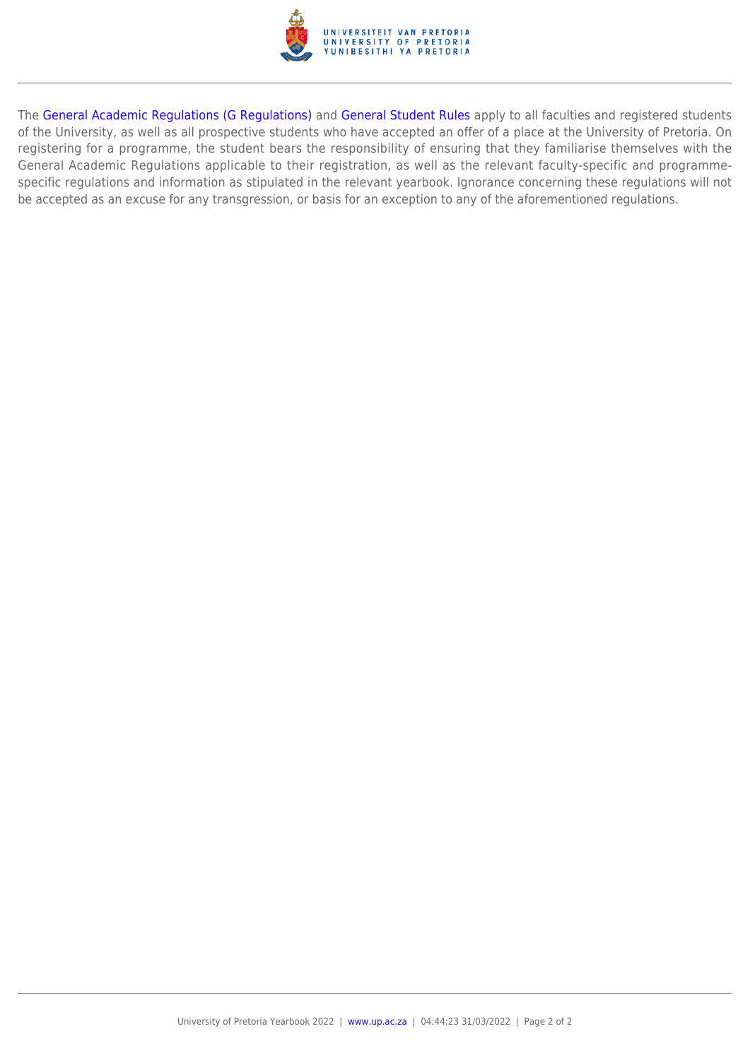The General Academic Regulations (G Regulations) and General Student Rules apply to all faculties and registered students of the University, as well as all prospective students who have accepted an offer of a place at the University of Pretoria. On registering for a programme, the student bears the responsibility of ensuring that they familiarise themselves with the General Academic Regulations applicable to their registration, as well as the relevant faculty-specific and programme-specific regulations and information as stipulated in the relevant yearbook. Ignorance concerning these regulations will not be accepted as an excuse for any transgression, or basis for an exception to any of the aforementioned regulations.